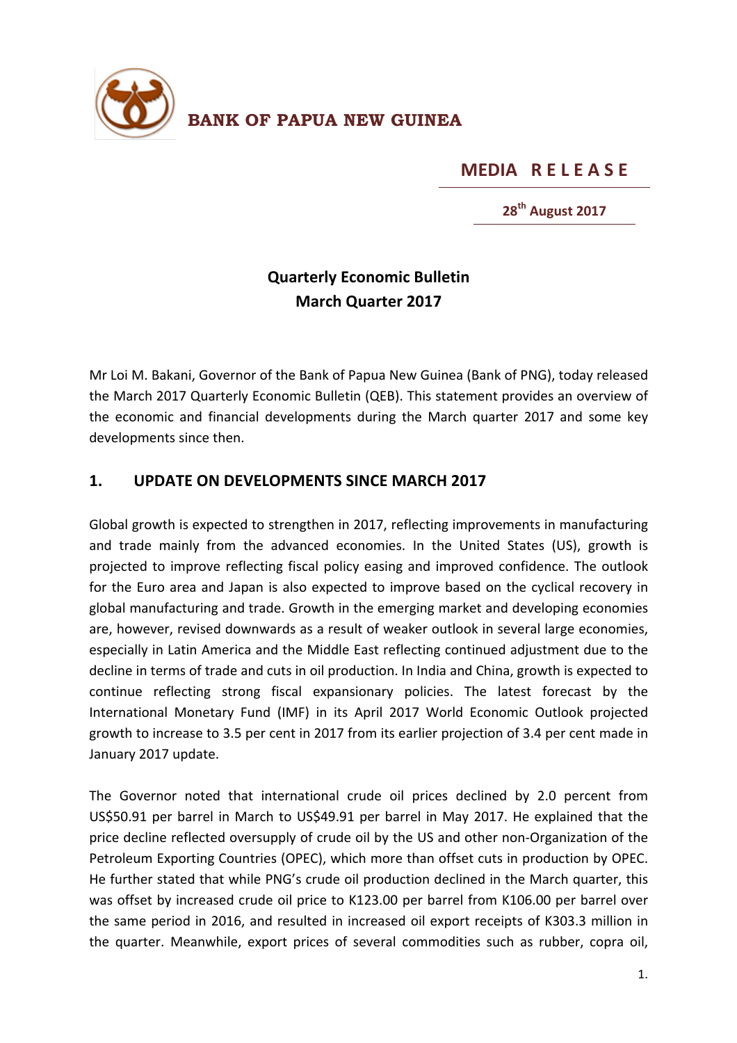**BANK OF PAPUA NEW GUINEA**

**MEDIA RELEASE**

**28th August 2017**

# Quarterly Economic Bulletin
# March Quarter 2017

Mr Loi M. Bakani, Governor of the Bank of Papua New Guinea (Bank of PNG), today released the March 2017 Quarterly Economic Bulletin (QEB). This statement provides an overview of the economic and financial developments during the March quarter 2017 and some key developments since then.

## 1. UPDATE ON DEVELOPMENTS SINCE MARCH 2017

Global growth is expected to strengthen in 2017, reflecting improvements in manufacturing and trade mainly from the advanced economies. In the United States (US), growth is projected to improve reflecting fiscal policy easing and improved confidence. The outlook for the Euro area and Japan is also expected to improve based on the cyclical recovery in global manufacturing and trade. Growth in the emerging market and developing economies are, however, revised downwards as a result of weaker outlook in several large economies, especially in Latin America and the Middle East reflecting continued adjustment due to the decline in terms of trade and cuts in oil production. In India and China, growth is expected to continue reflecting strong fiscal expansionary policies. The latest forecast by the International Monetary Fund (IMF) in its April 2017 World Economic Outlook projected growth to increase to 3.5 per cent in 2017 from its earlier projection of 3.4 per cent made in January 2017 update.

The Governor noted that international crude oil prices declined by 2.0 percent from US$50.91 per barrel in March to US$49.91 per barrel in May 2017. He explained that the price decline reflected oversupply of crude oil by the US and other non-Organization of the Petroleum Exporting Countries (OPEC), which more than offset cuts in production by OPEC. He further stated that while PNG's crude oil production declined in the March quarter, this was offset by increased crude oil price to K123.00 per barrel from K106.00 per barrel over the same period in 2016, and resulted in increased oil export receipts of K303.3 million in the quarter. Meanwhile, export prices of several commodities such as rubber, copra oil,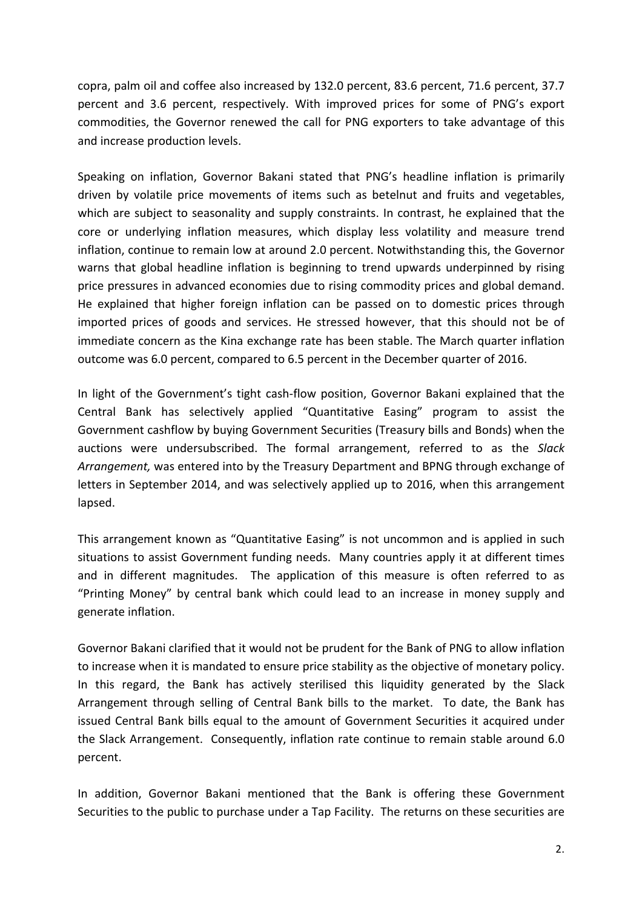copra, palm oil and coffee also increased by 132.0 percent, 83.6 percent, 71.6 percent, 37.7 percent and 3.6 percent, respectively. With improved prices for some of PNG's export commodities, the Governor renewed the call for PNG exporters to take advantage of this and increase production levels.

Speaking on inflation, Governor Bakani stated that PNG's headline inflation is primarily driven by volatile price movements of items such as betelnut and fruits and vegetables, which are subject to seasonality and supply constraints. In contrast, he explained that the core or underlying inflation measures, which display less volatility and measure trend inflation, continue to remain low at around 2.0 percent. Notwithstanding this, the Governor warns that global headline inflation is beginning to trend upwards underpinned by rising price pressures in advanced economies due to rising commodity prices and global demand. He explained that higher foreign inflation can be passed on to domestic prices through imported prices of goods and services. He stressed however, that this should not be of immediate concern as the Kina exchange rate has been stable. The March quarter inflation outcome was 6.0 percent, compared to 6.5 percent in the December quarter of 2016.

In light of the Government's tight cash-flow position, Governor Bakani explained that the Central Bank has selectively applied "Quantitative Easing" program to assist the Government cashflow by buying Government Securities (Treasury bills and Bonds) when the auctions were undersubscribed. The formal arrangement, referred to as the *Slack Arrangement,* was entered into by the Treasury Department and BPNG through exchange of letters in September 2014, and was selectively applied up to 2016, when this arrangement lapsed.

This arrangement known as "Quantitative Easing" is not uncommon and is applied in such situations to assist Government funding needs. Many countries apply it at different times and in different magnitudes. The application of this measure is often referred to as "Printing Money" by central bank which could lead to an increase in money supply and generate inflation.

Governor Bakani clarified that it would not be prudent for the Bank of PNG to allow inflation to increase when it is mandated to ensure price stability as the objective of monetary policy. In this regard, the Bank has actively sterilised this liquidity generated by the Slack Arrangement through selling of Central Bank bills to the market. To date, the Bank has issued Central Bank bills equal to the amount of Government Securities it acquired under the Slack Arrangement. Consequently, inflation rate continue to remain stable around 6.0 percent.

In addition, Governor Bakani mentioned that the Bank is offering these Government Securities to the public to purchase under a Tap Facility. The returns on these securities are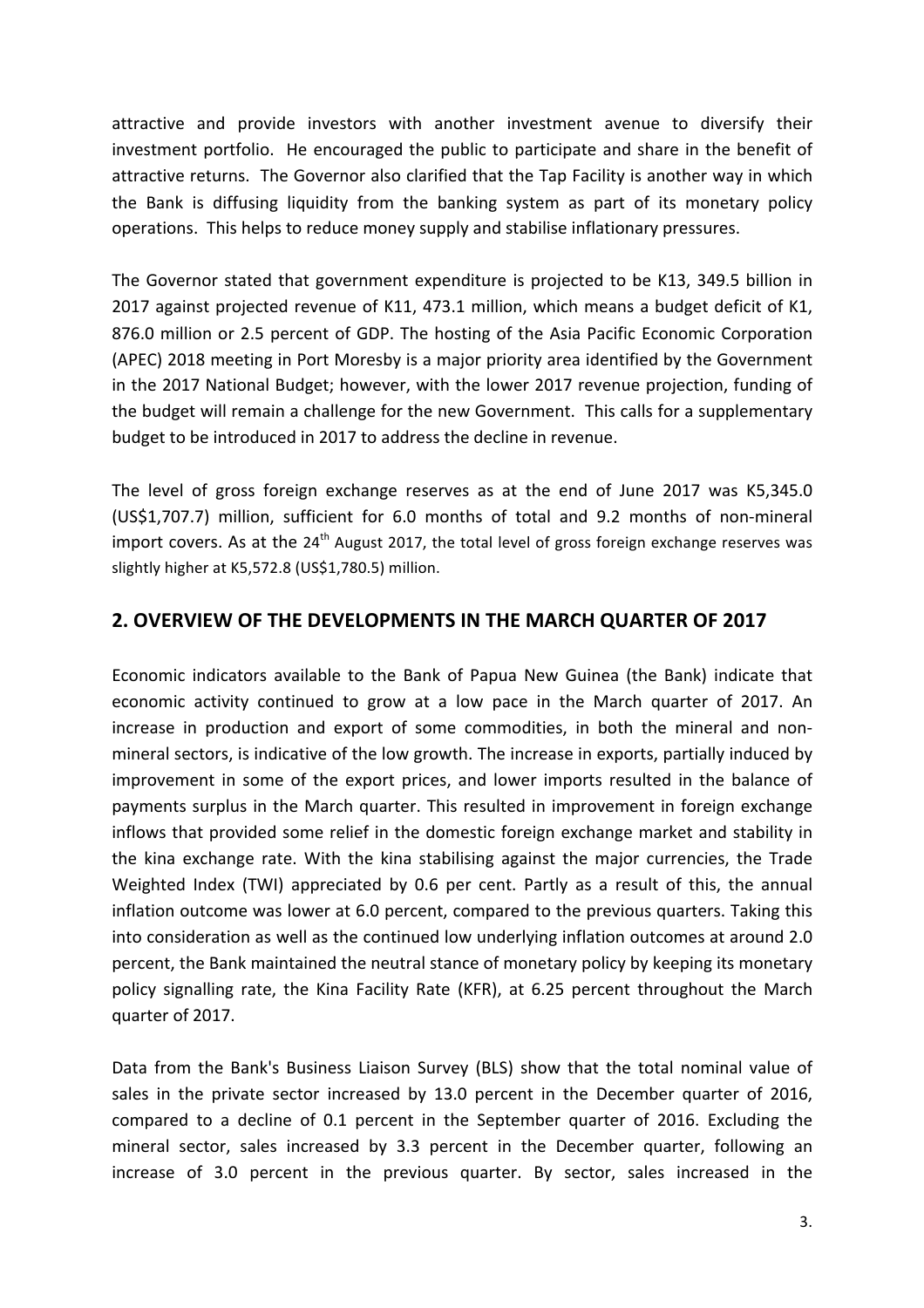attractive and provide investors with another investment avenue to diversify their investment portfolio. He encouraged the public to participate and share in the benefit of attractive returns. The Governor also clarified that the Tap Facility is another way in which the Bank is diffusing liquidity from the banking system as part of its monetary policy operations. This helps to reduce money supply and stabilise inflationary pressures.

The Governor stated that government expenditure is projected to be K13, 349.5 billion in 2017 against projected revenue of K11, 473.1 million, which means a budget deficit of K1, 876.0 million or 2.5 percent of GDP. The hosting of the Asia Pacific Economic Corporation (APEC) 2018 meeting in Port Moresby is a major priority area identified by the Government in the 2017 National Budget; however, with the lower 2017 revenue projection, funding of the budget will remain a challenge for the new Government. This calls for a supplementary budget to be introduced in 2017 to address the decline in revenue.

The level of gross foreign exchange reserves as at the end of June 2017 was K5,345.0 (US$1,707.7) million, sufficient for 6.0 months of total and 9.2 months of non-mineral import covers. As at the 24th August 2017, the total level of gross foreign exchange reserves was slightly higher at K5,572.8 (US$1,780.5) million.

## 2. OVERVIEW OF THE DEVELOPMENTS IN THE MARCH QUARTER OF 2017

Economic indicators available to the Bank of Papua New Guinea (the Bank) indicate that economic activity continued to grow at a low pace in the March quarter of 2017. An increase in production and export of some commodities, in both the mineral and non-mineral sectors, is indicative of the low growth. The increase in exports, partially induced by improvement in some of the export prices, and lower imports resulted in the balance of payments surplus in the March quarter. This resulted in improvement in foreign exchange inflows that provided some relief in the domestic foreign exchange market and stability in the kina exchange rate. With the kina stabilising against the major currencies, the Trade Weighted Index (TWI) appreciated by 0.6 per cent. Partly as a result of this, the annual inflation outcome was lower at 6.0 percent, compared to the previous quarters. Taking this into consideration as well as the continued low underlying inflation outcomes at around 2.0 percent, the Bank maintained the neutral stance of monetary policy by keeping its monetary policy signalling rate, the Kina Facility Rate (KFR), at 6.25 percent throughout the March quarter of 2017.

Data from the Bank's Business Liaison Survey (BLS) show that the total nominal value of sales in the private sector increased by 13.0 percent in the December quarter of 2016, compared to a decline of 0.1 percent in the September quarter of 2016. Excluding the mineral sector, sales increased by 3.3 percent in the December quarter, following an increase of 3.0 percent in the previous quarter. By sector, sales increased in the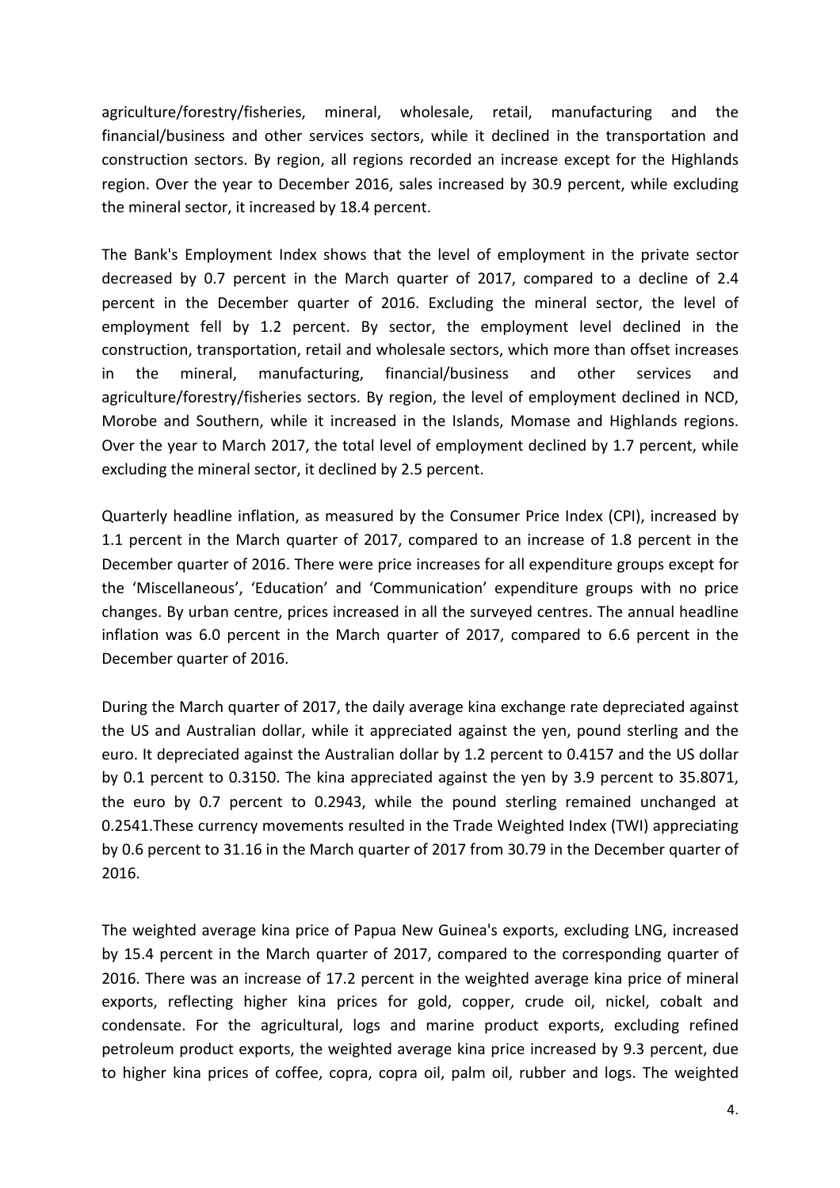agriculture/forestry/fisheries, mineral, wholesale, retail, manufacturing and the financial/business and other services sectors, while it declined in the transportation and construction sectors. By region, all regions recorded an increase except for the Highlands region. Over the year to December 2016, sales increased by 30.9 percent, while excluding the mineral sector, it increased by 18.4 percent.

The Bank's Employment Index shows that the level of employment in the private sector decreased by 0.7 percent in the March quarter of 2017, compared to a decline of 2.4 percent in the December quarter of 2016. Excluding the mineral sector, the level of employment fell by 1.2 percent. By sector, the employment level declined in the construction, transportation, retail and wholesale sectors, which more than offset increases in the mineral, manufacturing, financial/business and other services and agriculture/forestry/fisheries sectors. By region, the level of employment declined in NCD, Morobe and Southern, while it increased in the Islands, Momase and Highlands regions. Over the year to March 2017, the total level of employment declined by 1.7 percent, while excluding the mineral sector, it declined by 2.5 percent.

Quarterly headline inflation, as measured by the Consumer Price Index (CPI), increased by 1.1 percent in the March quarter of 2017, compared to an increase of 1.8 percent in the December quarter of 2016. There were price increases for all expenditure groups except for the 'Miscellaneous', 'Education' and 'Communication' expenditure groups with no price changes. By urban centre, prices increased in all the surveyed centres. The annual headline inflation was 6.0 percent in the March quarter of 2017, compared to 6.6 percent in the December quarter of 2016.

During the March quarter of 2017, the daily average kina exchange rate depreciated against the US and Australian dollar, while it appreciated against the yen, pound sterling and the euro. It depreciated against the Australian dollar by 1.2 percent to 0.4157 and the US dollar by 0.1 percent to 0.3150. The kina appreciated against the yen by 3.9 percent to 35.8071, the euro by 0.7 percent to 0.2943, while the pound sterling remained unchanged at 0.2541.These currency movements resulted in the Trade Weighted Index (TWI) appreciating by 0.6 percent to 31.16 in the March quarter of 2017 from 30.79 in the December quarter of 2016.

The weighted average kina price of Papua New Guinea's exports, excluding LNG, increased by 15.4 percent in the March quarter of 2017, compared to the corresponding quarter of 2016. There was an increase of 17.2 percent in the weighted average kina price of mineral exports, reflecting higher kina prices for gold, copper, crude oil, nickel, cobalt and condensate. For the agricultural, logs and marine product exports, excluding refined petroleum product exports, the weighted average kina price increased by 9.3 percent, due to higher kina prices of coffee, copra, copra oil, palm oil, rubber and logs. The weighted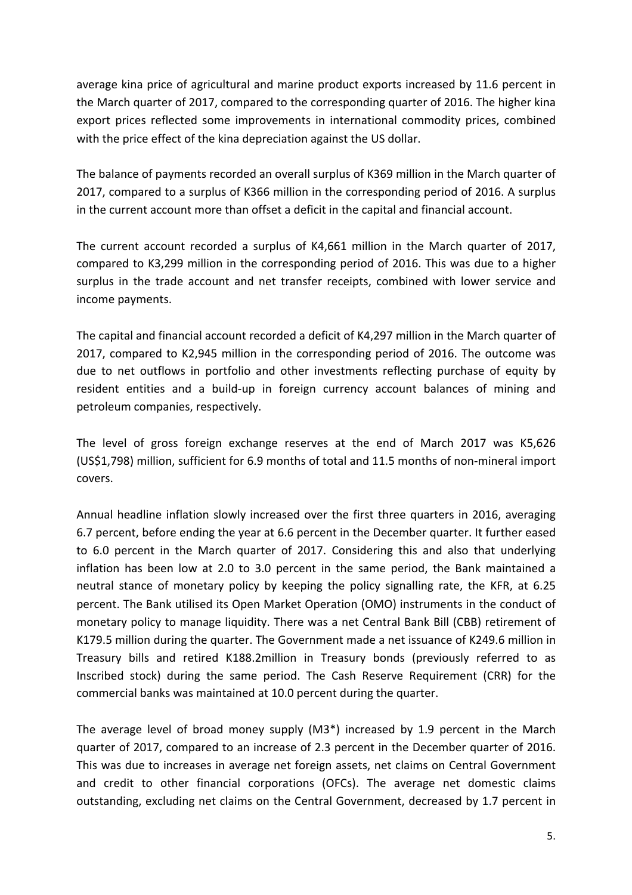average kina price of agricultural and marine product exports increased by 11.6 percent in the March quarter of 2017, compared to the corresponding quarter of 2016. The higher kina export prices reflected some improvements in international commodity prices, combined with the price effect of the kina depreciation against the US dollar.

The balance of payments recorded an overall surplus of K369 million in the March quarter of 2017, compared to a surplus of K366 million in the corresponding period of 2016. A surplus in the current account more than offset a deficit in the capital and financial account.

The current account recorded a surplus of K4,661 million in the March quarter of 2017, compared to K3,299 million in the corresponding period of 2016. This was due to a higher surplus in the trade account and net transfer receipts, combined with lower service and income payments.

The capital and financial account recorded a deficit of K4,297 million in the March quarter of 2017, compared to K2,945 million in the corresponding period of 2016. The outcome was due to net outflows in portfolio and other investments reflecting purchase of equity by resident entities and a build-up in foreign currency account balances of mining and petroleum companies, respectively.

The level of gross foreign exchange reserves at the end of March 2017 was K5,626 (US$1,798) million, sufficient for 6.9 months of total and 11.5 months of non-mineral import covers.

Annual headline inflation slowly increased over the first three quarters in 2016, averaging 6.7 percent, before ending the year at 6.6 percent in the December quarter. It further eased to 6.0 percent in the March quarter of 2017. Considering this and also that underlying inflation has been low at 2.0 to 3.0 percent in the same period, the Bank maintained a neutral stance of monetary policy by keeping the policy signalling rate, the KFR, at 6.25 percent. The Bank utilised its Open Market Operation (OMO) instruments in the conduct of monetary policy to manage liquidity. There was a net Central Bank Bill (CBB) retirement of K179.5 million during the quarter. The Government made a net issuance of K249.6 million in Treasury bills and retired K188.2million in Treasury bonds (previously referred to as Inscribed stock) during the same period. The Cash Reserve Requirement (CRR) for the commercial banks was maintained at 10.0 percent during the quarter.

The average level of broad money supply (M3*) increased by 1.9 percent in the March quarter of 2017, compared to an increase of 2.3 percent in the December quarter of 2016. This was due to increases in average net foreign assets, net claims on Central Government and credit to other financial corporations (OFCs). The average net domestic claims outstanding, excluding net claims on the Central Government, decreased by 1.7 percent in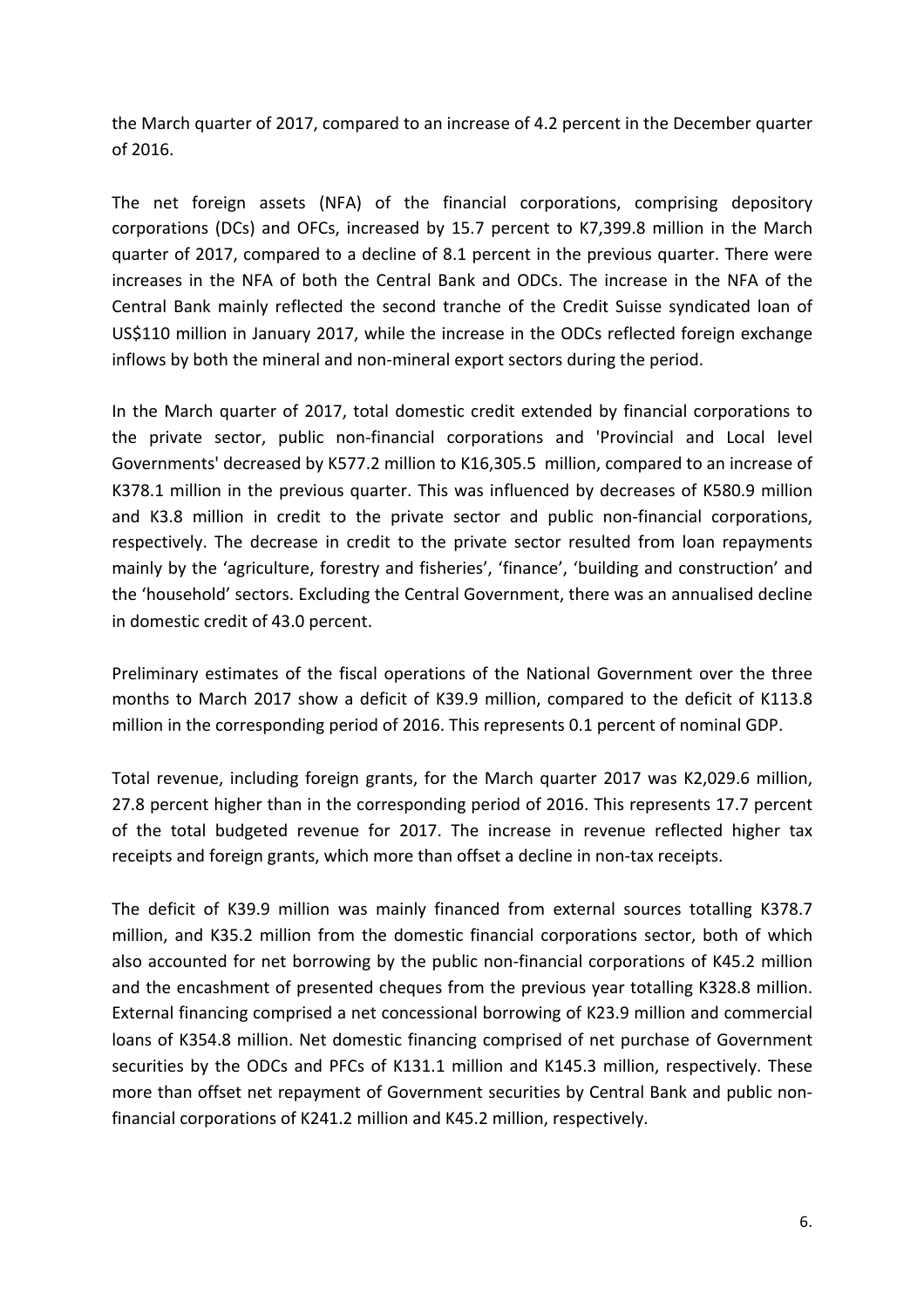the March quarter of 2017, compared to an increase of 4.2 percent in the December quarter of 2016.

The net foreign assets (NFA) of the financial corporations, comprising depository corporations (DCs) and OFCs, increased by 15.7 percent to K7,399.8 million in the March quarter of 2017, compared to a decline of 8.1 percent in the previous quarter. There were increases in the NFA of both the Central Bank and ODCs. The increase in the NFA of the Central Bank mainly reflected the second tranche of the Credit Suisse syndicated loan of US$110 million in January 2017, while the increase in the ODCs reflected foreign exchange inflows by both the mineral and non-mineral export sectors during the period.

In the March quarter of 2017, total domestic credit extended by financial corporations to the private sector, public non-financial corporations and 'Provincial and Local level Governments' decreased by K577.2 million to K16,305.5 million, compared to an increase of K378.1 million in the previous quarter. This was influenced by decreases of K580.9 million and K3.8 million in credit to the private sector and public non-financial corporations, respectively. The decrease in credit to the private sector resulted from loan repayments mainly by the 'agriculture, forestry and fisheries', 'finance', 'building and construction' and the 'household' sectors. Excluding the Central Government, there was an annualised decline in domestic credit of 43.0 percent.

Preliminary estimates of the fiscal operations of the National Government over the three months to March 2017 show a deficit of K39.9 million, compared to the deficit of K113.8 million in the corresponding period of 2016. This represents 0.1 percent of nominal GDP.

Total revenue, including foreign grants, for the March quarter 2017 was K2,029.6 million, 27.8 percent higher than in the corresponding period of 2016. This represents 17.7 percent of the total budgeted revenue for 2017. The increase in revenue reflected higher tax receipts and foreign grants, which more than offset a decline in non-tax receipts.

The deficit of K39.9 million was mainly financed from external sources totalling K378.7 million, and K35.2 million from the domestic financial corporations sector, both of which also accounted for net borrowing by the public non-financial corporations of K45.2 million and the encashment of presented cheques from the previous year totalling K328.8 million. External financing comprised a net concessional borrowing of K23.9 million and commercial loans of K354.8 million. Net domestic financing comprised of net purchase of Government securities by the ODCs and PFCs of K131.1 million and K145.3 million, respectively. These more than offset net repayment of Government securities by Central Bank and public non-financial corporations of K241.2 million and K45.2 million, respectively.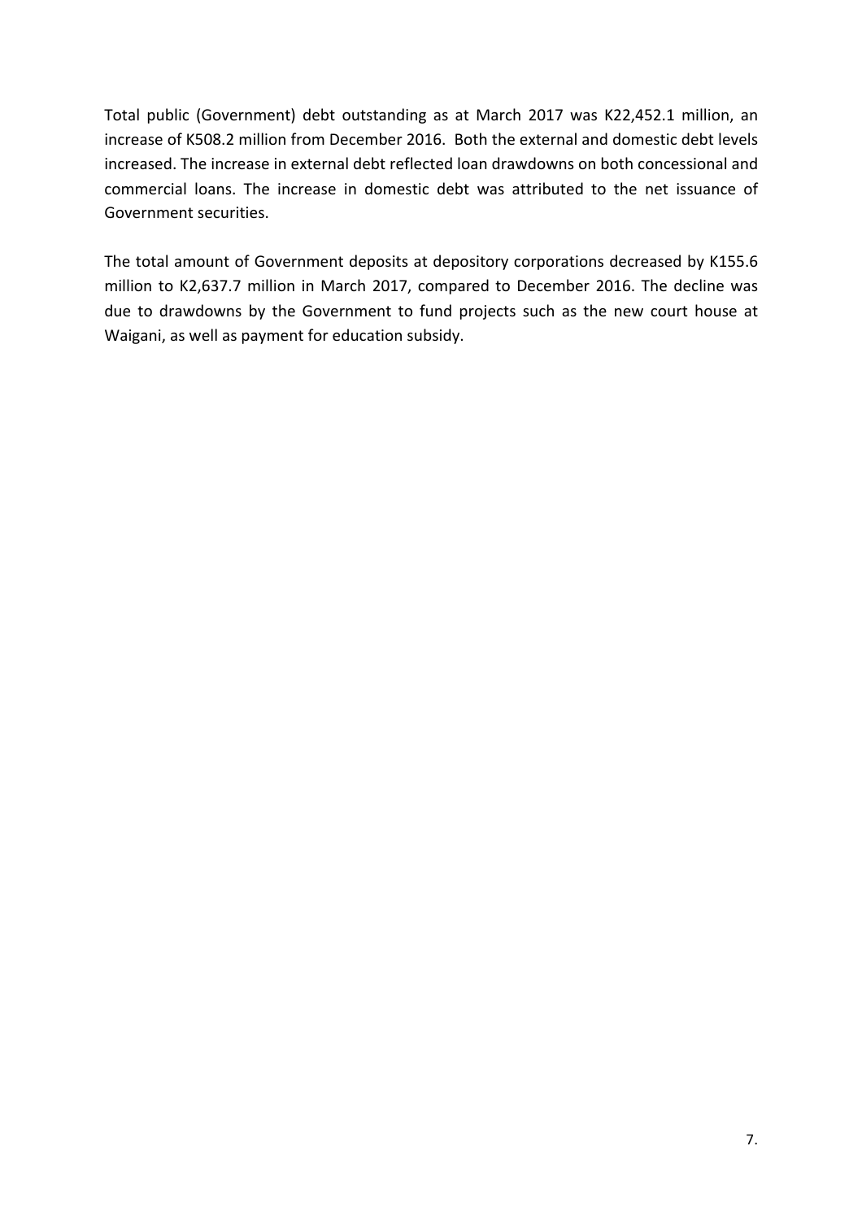Total public (Government) debt outstanding as at March 2017 was K22,452.1 million, an increase of K508.2 million from December 2016. Both the external and domestic debt levels increased. The increase in external debt reflected loan drawdowns on both concessional and commercial loans. The increase in domestic debt was attributed to the net issuance of Government securities.

The total amount of Government deposits at depository corporations decreased by K155.6 million to K2,637.7 million in March 2017, compared to December 2016. The decline was due to drawdowns by the Government to fund projects such as the new court house at Waigani, as well as payment for education subsidy.